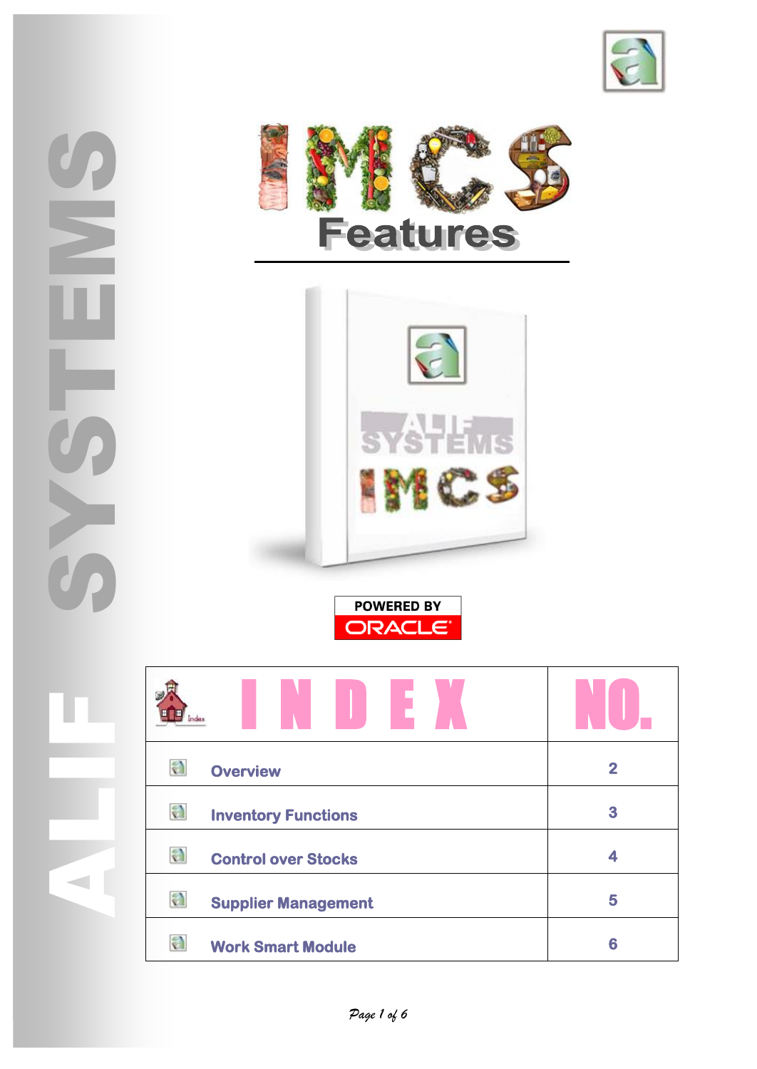# ALIF SYSTEMS

# IMCS

## Features

POWERED BY ORACLE

| INDEX | NO. |
| --- | --- |
| Overview | 2 |
| Inventory Functions | 3 |
| Control over Stocks | 4 |
| Supplier Management | 5 |
| Work Smart Module | 6 |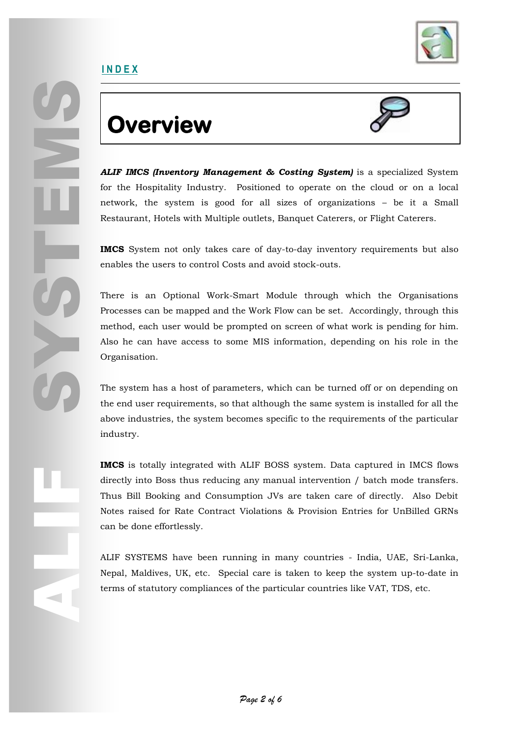INDEX

# Overview

***ALIF IMCS (Inventory Management & Costing System)*** is a specialized System for the Hospitality Industry. Positioned to operate on the cloud or on a local network, the system is good for all sizes of organizations – be it a Small Restaurant, Hotels with Multiple outlets, Banquet Caterers, or Flight Caterers.

**IMCS** System not only takes care of day-to-day inventory requirements but also enables the users to control Costs and avoid stock-outs.

There is an Optional Work-Smart Module through which the Organisations Processes can be mapped and the Work Flow can be set. Accordingly, through this method, each user would be prompted on screen of what work is pending for him. Also he can have access to some MIS information, depending on his role in the Organisation.

The system has a host of parameters, which can be turned off or on depending on the end user requirements, so that although the same system is installed for all the above industries, the system becomes specific to the requirements of the particular industry.

**IMCS** is totally integrated with ALIF BOSS system. Data captured in IMCS flows directly into Boss thus reducing any manual intervention / batch mode transfers. Thus Bill Booking and Consumption JVs are taken care of directly. Also Debit Notes raised for Rate Contract Violations & Provision Entries for UnBilled GRNs can be done effortlessly.

ALIF SYSTEMS have been running in many countries - India, UAE, Sri-Lanka, Nepal, Maldives, UK, etc. Special care is taken to keep the system up-to-date in terms of statutory compliances of the particular countries like VAT, TDS, etc.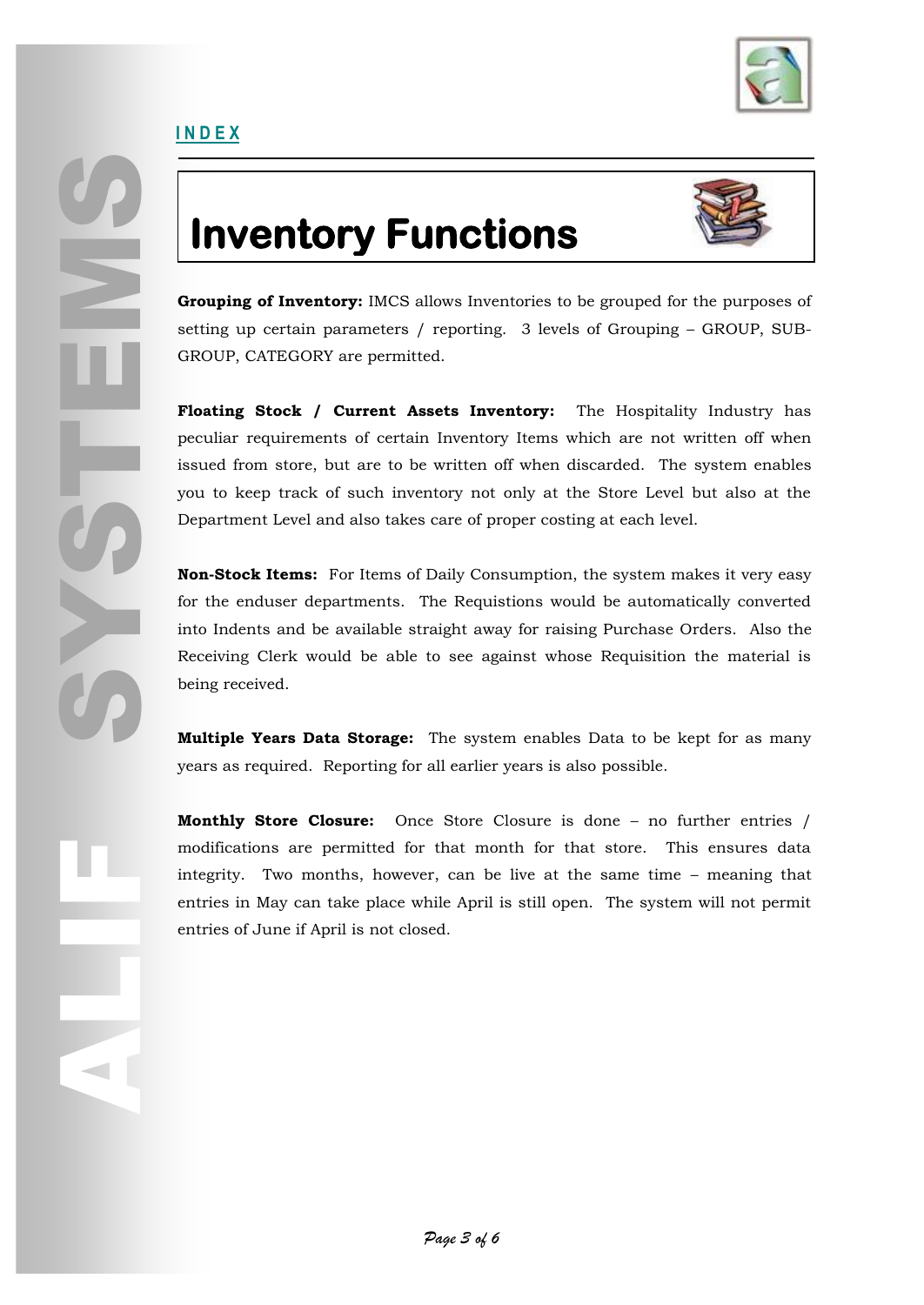**INDEX**

# Inventory Functions

**Grouping of Inventory:** IMCS allows Inventories to be grouped for the purposes of setting up certain parameters / reporting. 3 levels of Grouping – GROUP, SUB-GROUP, CATEGORY are permitted.

**Floating Stock / Current Assets Inventory:** The Hospitality Industry has peculiar requirements of certain Inventory Items which are not written off when issued from store, but are to be written off when discarded. The system enables you to keep track of such inventory not only at the Store Level but also at the Department Level and also takes care of proper costing at each level.

**Non-Stock Items:** For Items of Daily Consumption, the system makes it very easy for the enduser departments. The Requistions would be automatically converted into Indents and be available straight away for raising Purchase Orders. Also the Receiving Clerk would be able to see against whose Requisition the material is being received.

**Multiple Years Data Storage:** The system enables Data to be kept for as many years as required. Reporting for all earlier years is also possible.

**Monthly Store Closure:** Once Store Closure is done – no further entries / modifications are permitted for that month for that store. This ensures data integrity. Two months, however, can be live at the same time – meaning that entries in May can take place while April is still open. The system will not permit entries of June if April is not closed.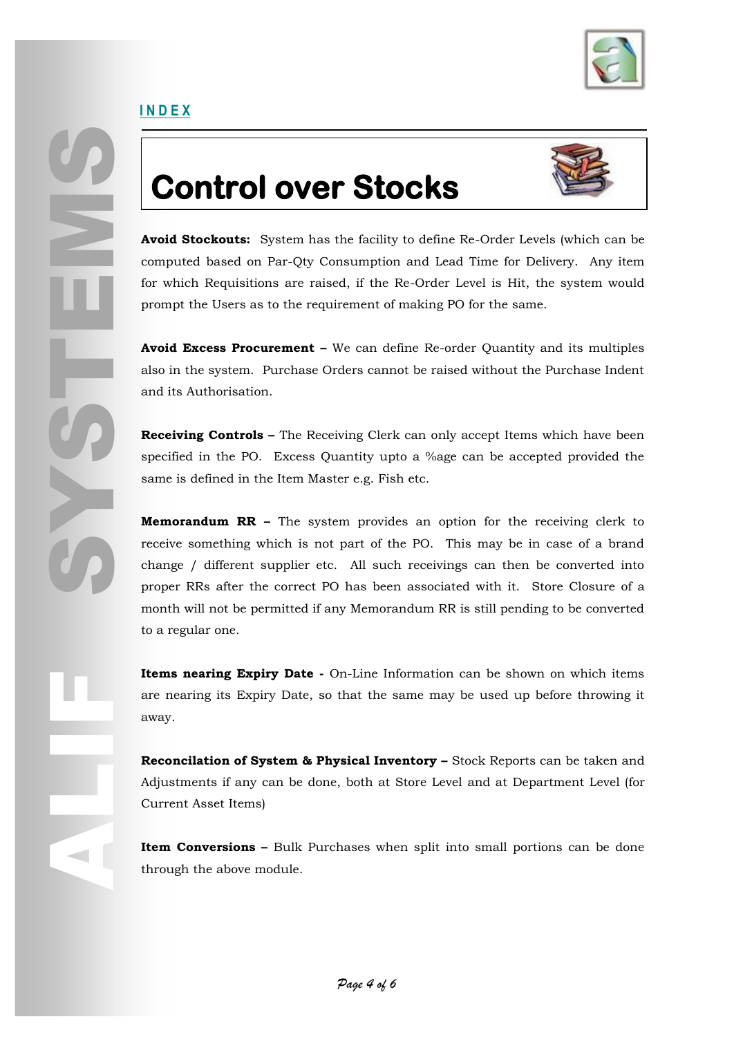INDEX

# Control over Stocks

**Avoid Stockouts:** System has the facility to define Re-Order Levels (which can be computed based on Par-Qty Consumption and Lead Time for Delivery. Any item for which Requisitions are raised, if the Re-Order Level is Hit, the system would prompt the Users as to the requirement of making PO for the same.

**Avoid Excess Procurement –** We can define Re-order Quantity and its multiples also in the system. Purchase Orders cannot be raised without the Purchase Indent and its Authorisation.

**Receiving Controls –** The Receiving Clerk can only accept Items which have been specified in the PO. Excess Quantity upto a %age can be accepted provided the same is defined in the Item Master e.g. Fish etc.

**Memorandum RR –** The system provides an option for the receiving clerk to receive something which is not part of the PO. This may be in case of a brand change / different supplier etc. All such receivings can then be converted into proper RRs after the correct PO has been associated with it. Store Closure of a month will not be permitted if any Memorandum RR is still pending to be converted to a regular one.

**Items nearing Expiry Date -** On-Line Information can be shown on which items are nearing its Expiry Date, so that the same may be used up before throwing it away.

**Reconcilation of System & Physical Inventory –** Stock Reports can be taken and Adjustments if any can be done, both at Store Level and at Department Level (for Current Asset Items)

**Item Conversions –** Bulk Purchases when split into small portions can be done through the above module.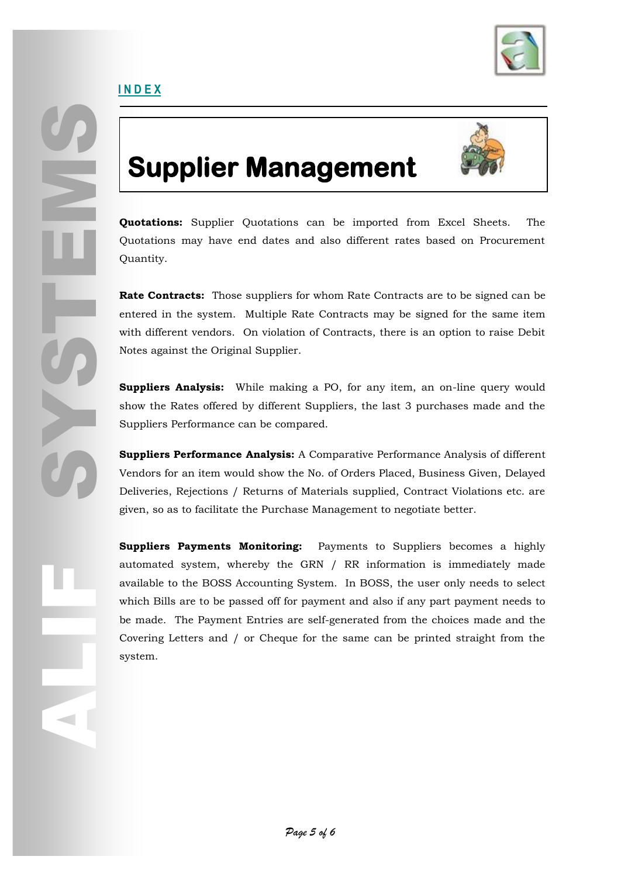# Supplier Management

**Quotations:** Supplier Quotations can be imported from Excel Sheets. The Quotations may have end dates and also different rates based on Procurement Quantity.

**Rate Contracts:** Those suppliers for whom Rate Contracts are to be signed can be entered in the system. Multiple Rate Contracts may be signed for the same item with different vendors. On violation of Contracts, there is an option to raise Debit Notes against the Original Supplier.

**Suppliers Analysis:** While making a PO, for any item, an on-line query would show the Rates offered by different Suppliers, the last 3 purchases made and the Suppliers Performance can be compared.

**Suppliers Performance Analysis:** A Comparative Performance Analysis of different Vendors for an item would show the No. of Orders Placed, Business Given, Delayed Deliveries, Rejections / Returns of Materials supplied, Contract Violations etc. are given, so as to facilitate the Purchase Management to negotiate better.

**Suppliers Payments Monitoring:** Payments to Suppliers becomes a highly automated system, whereby the GRN / RR information is immediately made available to the BOSS Accounting System. In BOSS, the user only needs to select which Bills are to be passed off for payment and also if any part payment needs to be made. The Payment Entries are self-generated from the choices made and the Covering Letters and / or Cheque for the same can be printed straight from the system.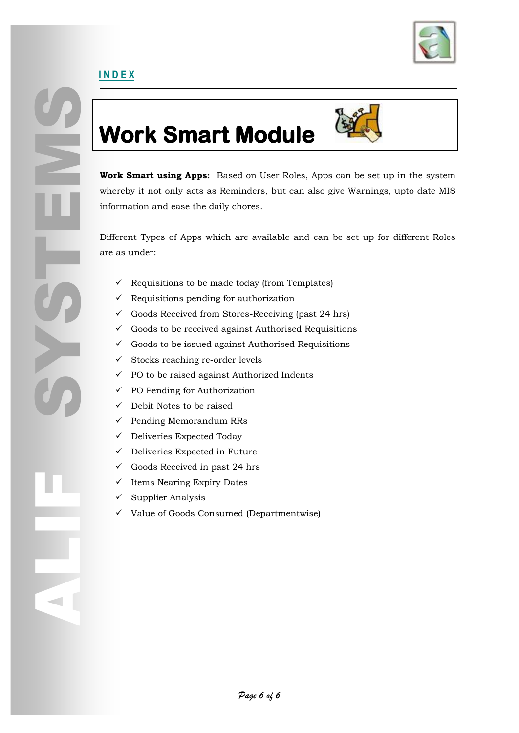INDEX

# Work Smart Module

**Work Smart using Apps:** Based on User Roles, Apps can be set up in the system whereby it not only acts as Reminders, but can also give Warnings, upto date MIS information and ease the daily chores.

Different Types of Apps which are available and can be set up for different Roles are as under:

- ✓ Requisitions to be made today (from Templates)
- ✓ Requisitions pending for authorization
- ✓ Goods Received from Stores-Receiving (past 24 hrs)
- ✓ Goods to be received against Authorised Requisitions
- ✓ Goods to be issued against Authorised Requisitions
- ✓ Stocks reaching re-order levels
- ✓ PO to be raised against Authorized Indents
- ✓ PO Pending for Authorization
- ✓ Debit Notes to be raised
- ✓ Pending Memorandum RRs
- ✓ Deliveries Expected Today
- ✓ Deliveries Expected in Future
- ✓ Goods Received in past 24 hrs
- ✓ Items Nearing Expiry Dates
- ✓ Supplier Analysis
- ✓ Value of Goods Consumed (Departmentwise)